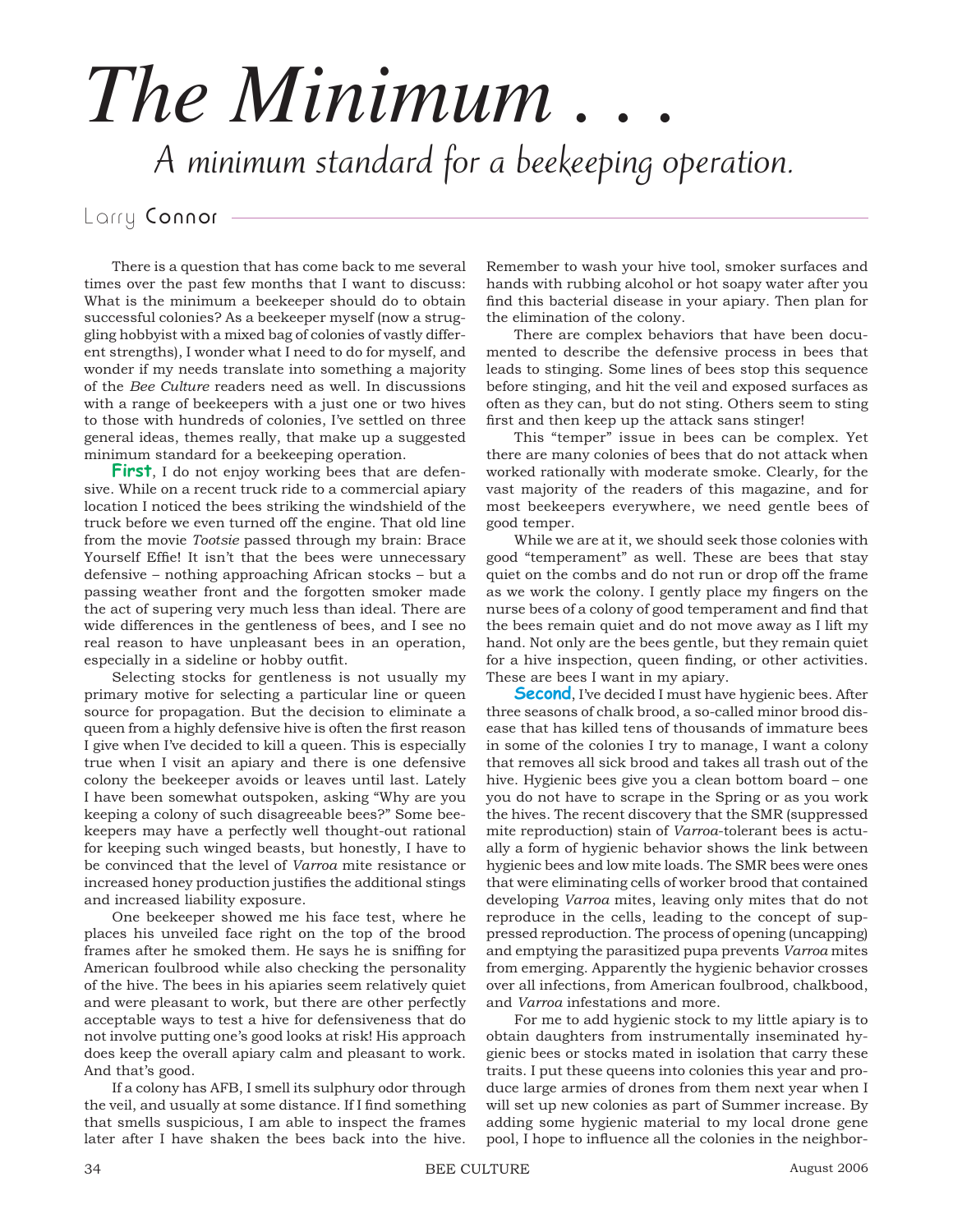# *The Minimum . . .*

## *A minimum standard for a beekeeping operation.*

Larry **Connor**

There is a question that has come back to me several times over the past few months that I want to discuss: What is the minimum a beekeeper should do to obtain successful colonies? As a beekeeper myself (now a struggling hobbyist with a mixed bag of colonies of vastly different strengths), I wonder what I need to do for myself, and wonder if my needs translate into something a majority of the *Bee Culture* readers need as well. In discussions with a range of beekeepers with a just one or two hives to those with hundreds of colonies, I've settled on three general ideas, themes really, that make up a suggested minimum standard for a beekeeping operation.

**First**, I do not enjoy working bees that are defensive. While on a recent truck ride to a commercial apiary location I noticed the bees striking the windshield of the truck before we even turned off the engine. That old line from the movie *Tootsie* passed through my brain: Brace Yourself Effie! It isn't that the bees were unnecessary defensive – nothing approaching African stocks – but a passing weather front and the forgotten smoker made the act of supering very much less than ideal. There are wide differences in the gentleness of bees, and I see no real reason to have unpleasant bees in an operation, especially in a sideline or hobby outfit.

Selecting stocks for gentleness is not usually my primary motive for selecting a particular line or queen source for propagation. But the decision to eliminate a queen from a highly defensive hive is often the first reason I give when I've decided to kill a queen. This is especially true when I visit an apiary and there is one defensive colony the beekeeper avoids or leaves until last. Lately I have been somewhat outspoken, asking "Why are you keeping a colony of such disagreeable bees?" Some beekeepers may have a perfectly well thought-out rational for keeping such winged beasts, but honestly, I have to be convinced that the level of *Varroa* mite resistance or increased honey production justifies the additional stings and increased liability exposure.

One beekeeper showed me his face test, where he places his unveiled face right on the top of the brood frames after he smoked them. He says he is sniffing for American foulbrood while also checking the personality of the hive. The bees in his apiaries seem relatively quiet and were pleasant to work, but there are other perfectly acceptable ways to test a hive for defensiveness that do not involve putting one's good looks at risk! His approach does keep the overall apiary calm and pleasant to work. And that's good.

If a colony has AFB, I smell its sulphury odor through the veil, and usually at some distance. If I find something that smells suspicious, I am able to inspect the frames later after I have shaken the bees back into the hive. Remember to wash your hive tool, smoker surfaces and hands with rubbing alcohol or hot soapy water after you find this bacterial disease in your apiary. Then plan for the elimination of the colony.

There are complex behaviors that have been documented to describe the defensive process in bees that leads to stinging. Some lines of bees stop this sequence before stinging, and hit the veil and exposed surfaces as often as they can, but do not sting. Others seem to sting first and then keep up the attack sans stinger!

This "temper" issue in bees can be complex. Yet there are many colonies of bees that do not attack when worked rationally with moderate smoke. Clearly, for the vast majority of the readers of this magazine, and for most beekeepers everywhere, we need gentle bees of good temper.

While we are at it, we should seek those colonies with good "temperament" as well. These are bees that stay quiet on the combs and do not run or drop off the frame as we work the colony. I gently place my fingers on the nurse bees of a colony of good temperament and find that the bees remain quiet and do not move away as I lift my hand. Not only are the bees gentle, but they remain quiet for a hive inspection, queen finding, or other activities. These are bees I want in my apiary.

**Second**, I've decided I must have hygienic bees. After three seasons of chalk brood, a so-called minor brood disease that has killed tens of thousands of immature bees in some of the colonies I try to manage, I want a colony that removes all sick brood and takes all trash out of the hive. Hygienic bees give you a clean bottom board – one you do not have to scrape in the Spring or as you work the hives. The recent discovery that the SMR (suppressed mite reproduction) stain of *Varroa*-tolerant bees is actually a form of hygienic behavior shows the link between hygienic bees and low mite loads. The SMR bees were ones that were eliminating cells of worker brood that contained developing *Varroa* mites, leaving only mites that do not reproduce in the cells, leading to the concept of suppressed reproduction. The process of opening (uncapping) and emptying the parasitized pupa prevents *Varroa* mites from emerging. Apparently the hygienic behavior crosses over all infections, from American foulbrood, chalkbood, and *Varroa* infestations and more.

For me to add hygienic stock to my little apiary is to obtain daughters from instrumentally inseminated hygienic bees or stocks mated in isolation that carry these traits. I put these queens into colonies this year and produce large armies of drones from them next year when I will set up new colonies as part of Summer increase. By adding some hygienic material to my local drone gene pool, I hope to influence all the colonies in the neighbor-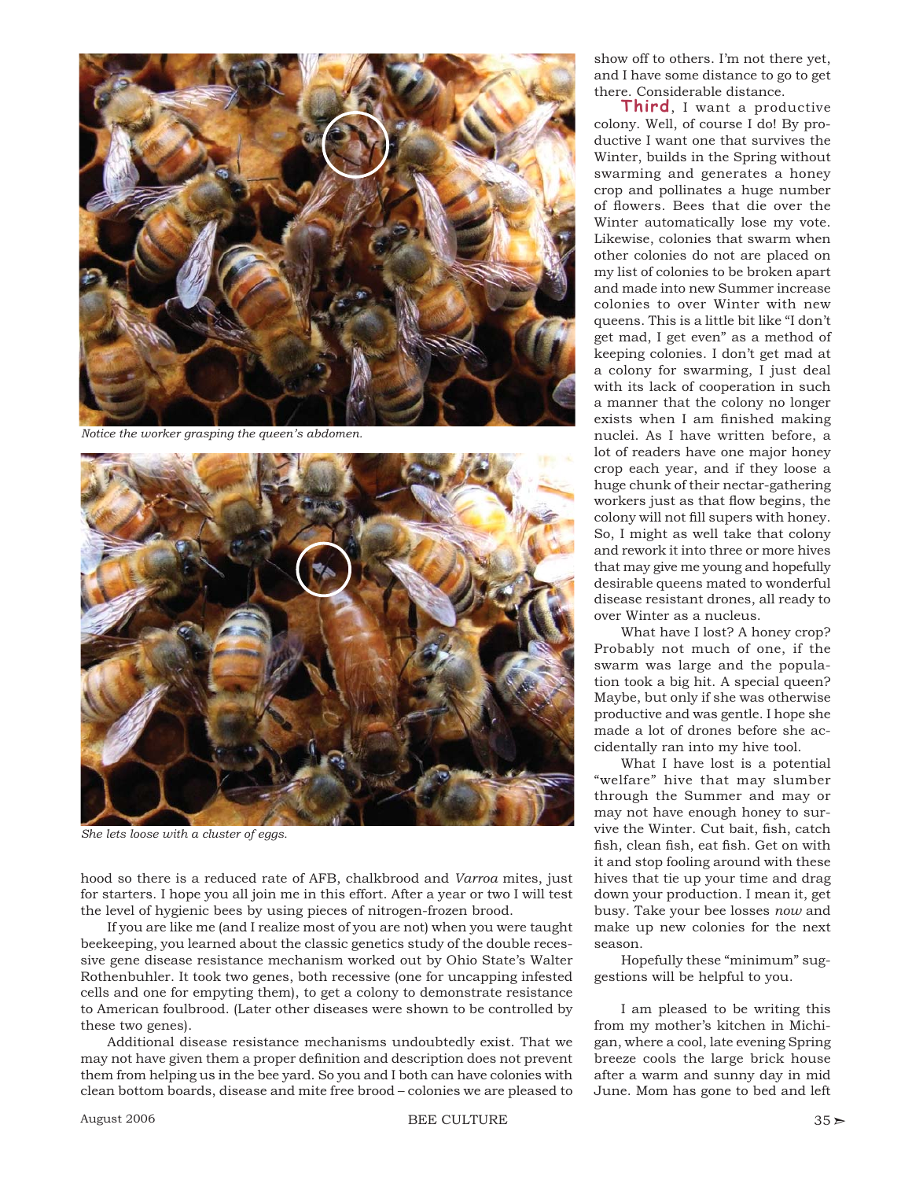*Notice the worker grasping the queen's abdomen.*

*She lets loose with a cluster of eggs.*

hood so there is a reduced rate of AFB, chalkbrood and *Varroa* mites, just for starters. I hope you all join me in this effort. After a year or two I will test the level of hygienic bees by using pieces of nitrogen-frozen brood.

If you are like me (and I realize most of you are not) when you were taught beekeeping, you learned about the classic genetics study of the double recessive gene disease resistance mechanism worked out by Ohio State's Walter Rothenbuhler. It took two genes, both recessive (one for uncapping infested cells and one for empyting them), to get a colony to demonstrate resistance to American foulbrood. (Later other diseases were shown to be controlled by these two genes).

Additional disease resistance mechanisms undoubtedly exist. That we may not have given them a proper definition and description does not prevent them from helping us in the bee yard. So you and I both can have colonies with clean bottom boards, disease and mite free brood – colonies we are pleased to show off to others. I'm not there yet, and I have some distance to go to get there. Considerable distance.

**Third**, I want a productive colony. Well, of course I do! By productive I want one that survives the Winter, builds in the Spring without swarming and generates a honey crop and pollinates a huge number of flowers. Bees that die over the Winter automatically lose my vote. Likewise, colonies that swarm when other colonies do not are placed on my list of colonies to be broken apart and made into new Summer increase colonies to over Winter with new queens. This is a little bit like "I don't get mad, I get even" as a method of keeping colonies. I don't get mad at a colony for swarming, I just deal with its lack of cooperation in such a manner that the colony no longer exists when I am finished making nuclei. As I have written before, a lot of readers have one major honey crop each year, and if they loose a huge chunk of their nectar-gathering workers just as that flow begins, the colony will not fill supers with honey. So, I might as well take that colony and rework it into three or more hives that may give me young and hopefully desirable queens mated to wonderful disease resistant drones, all ready to over Winter as a nucleus.

What have I lost? A honey crop? Probably not much of one, if the swarm was large and the population took a big hit. A special queen? Maybe, but only if she was otherwise productive and was gentle. I hope she made a lot of drones before she accidentally ran into my hive tool.

What I have lost is a potential "welfare" hive that may slumber through the Summer and may or may not have enough honey to survive the Winter. Cut bait, fish, catch fish, clean fish, eat fish. Get on with it and stop fooling around with these hives that tie up your time and drag down your production. I mean it, get busy. Take your bee losses *now* and make up new colonies for the next season.

Hopefully these "minimum" suggestions will be helpful to you.

I am pleased to be writing this from my mother's kitchen in Michigan, where a cool, late evening Spring breeze cools the large brick house after a warm and sunny day in mid June. Mom has gone to bed and left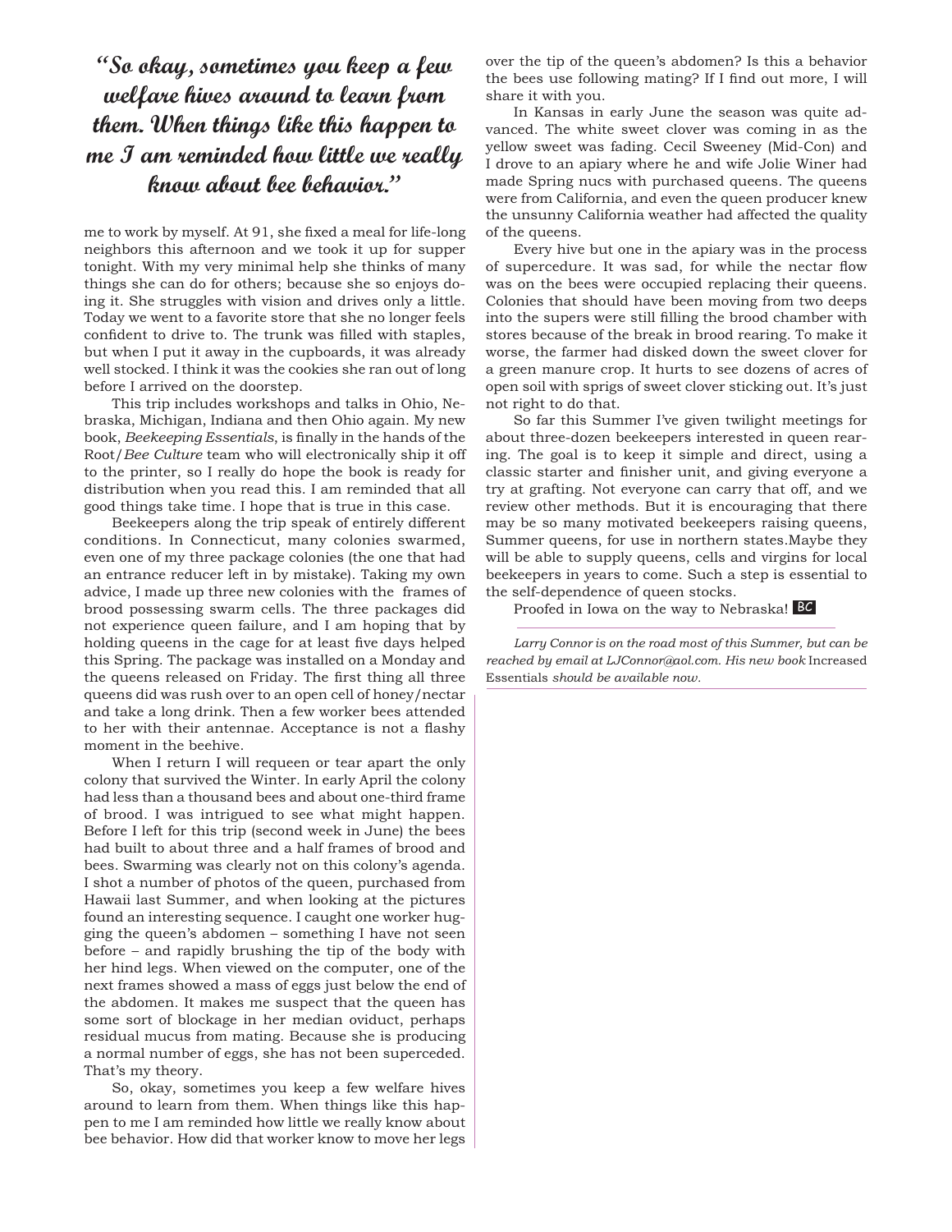**"So okay, sometimes you keep a few welfare hives around to learn from them. When things like this happen to me I am reminded how little we really know about bee behavior."**

me to work by myself. At 91, she fixed a meal for life-long neighbors this afternoon and we took it up for supper tonight. With my very minimal help she thinks of many things she can do for others; because she so enjoys doing it. She struggles with vision and drives only a little. Today we went to a favorite store that she no longer feels confident to drive to. The trunk was filled with staples, but when I put it away in the cupboards, it was already well stocked. I think it was the cookies she ran out of long before I arrived on the doorstep.

This trip includes workshops and talks in Ohio, Nebraska, Michigan, Indiana and then Ohio again. My new book, *Beekeeping Essentials*, is finally in the hands of the Root/*Bee Culture* team who will electronically ship it off to the printer, so I really do hope the book is ready for distribution when you read this. I am reminded that all good things take time. I hope that is true in this case.

Beekeepers along the trip speak of entirely different conditions. In Connecticut, many colonies swarmed, even one of my three package colonies (the one that had an entrance reducer left in by mistake). Taking my own advice, I made up three new colonies with the frames of brood possessing swarm cells. The three packages did not experience queen failure, and I am hoping that by holding queens in the cage for at least five days helped this Spring. The package was installed on a Monday and the queens released on Friday. The first thing all three queens did was rush over to an open cell of honey/nectar and take a long drink. Then a few worker bees attended to her with their antennae. Acceptance is not a flashy moment in the beehive.

When I return I will requeen or tear apart the only colony that survived the Winter. In early April the colony had less than a thousand bees and about one-third frame of brood. I was intrigued to see what might happen. Before I left for this trip (second week in June) the bees had built to about three and a half frames of brood and bees. Swarming was clearly not on this colony's agenda. I shot a number of photos of the queen, purchased from Hawaii last Summer, and when looking at the pictures found an interesting sequence. I caught one worker hugging the queen's abdomen – something I have not seen before – and rapidly brushing the tip of the body with her hind legs. When viewed on the computer, one of the next frames showed a mass of eggs just below the end of the abdomen. It makes me suspect that the queen has some sort of blockage in her median oviduct, perhaps residual mucus from mating. Because she is producing a normal number of eggs, she has not been superceded. That's my theory.

So, okay, sometimes you keep a few welfare hives around to learn from them. When things like this happen to me I am reminded how little we really know about bee behavior. How did that worker know to move her legs over the tip of the queen's abdomen? Is this a behavior the bees use following mating? If I find out more, I will share it with you.

In Kansas in early June the season was quite advanced. The white sweet clover was coming in as the yellow sweet was fading. Cecil Sweeney (Mid-Con) and I drove to an apiary where he and wife Jolie Winer had made Spring nucs with purchased queens. The queens were from California, and even the queen producer knew the unsunny California weather had affected the quality of the queens.

Every hive but one in the apiary was in the process of supercedure. It was sad, for while the nectar flow was on the bees were occupied replacing their queens. Colonies that should have been moving from two deeps into the supers were still filling the brood chamber with stores because of the break in brood rearing. To make it worse, the farmer had disked down the sweet clover for a green manure crop. It hurts to see dozens of acres of open soil with sprigs of sweet clover sticking out. It's just not right to do that.

So far this Summer I've given twilight meetings for about three-dozen beekeepers interested in queen rearing. The goal is to keep it simple and direct, using a classic starter and finisher unit, and giving everyone a try at grafting. Not everyone can carry that off, and we review other methods. But it is encouraging that there may be so many motivated beekeepers raising queens, Summer queens, for use in northern states.Maybe they will be able to supply queens, cells and virgins for local beekeepers in years to come. Such a step is essential to the self-dependence of queen stocks.

Proofed in Iowa on the way to Nebraska! BC

---

*Larry Connor is on the road most of this Summer, but can be reached by email at LJConnor@aol.com. His new book* Increased Essentials *should be available now.*